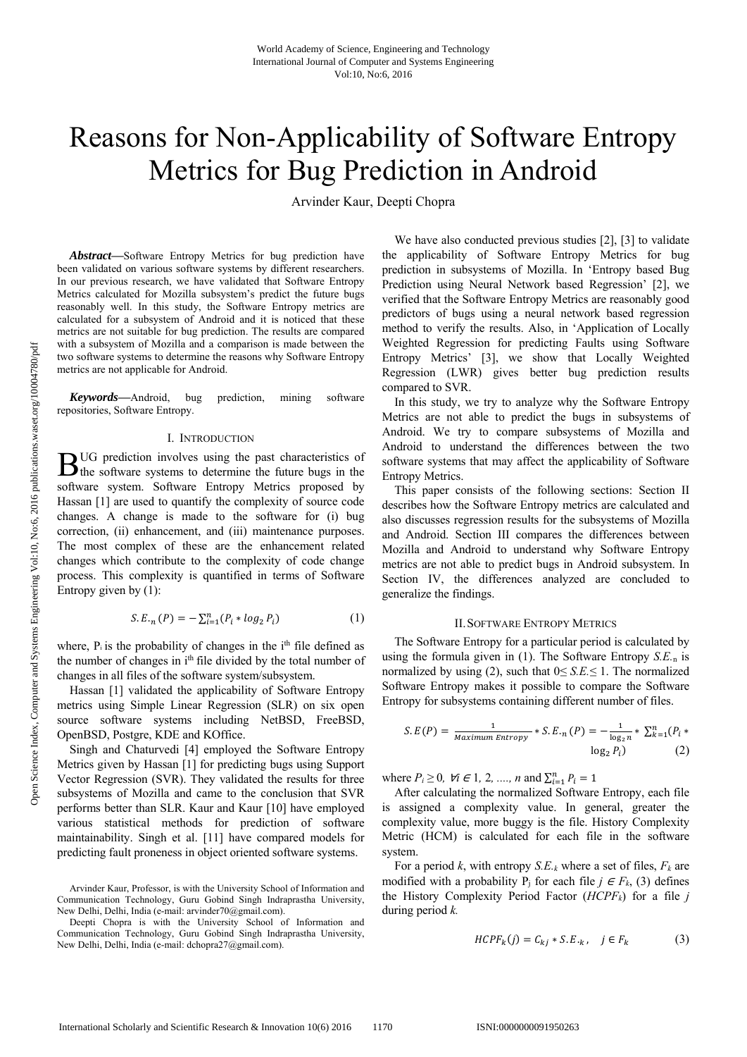# Reasons for Non-Applicability of Software Entropy Metrics for Bug Prediction in Android

Arvinder Kaur, Deepti Chopra

***Abstract*—**Software Entropy Metrics for bug prediction have been validated on various software systems by different researchers. In our previous research, we have validated that Software Entropy Metrics calculated for Mozilla subsystem's predict the future bugs reasonably well. In this study, the Software Entropy metrics are calculated for a subsystem of Android and it is noticed that these metrics are not suitable for bug prediction. The results are compared with a subsystem of Mozilla and a comparison is made between the two software systems to determine the reasons why Software Entropy metrics are not applicable for Android.

***Keywords*—**Android, bug prediction, mining software repositories, Software Entropy.

## I. Introduction

Bug prediction involves using the past characteristics of the software systems to determine the future bugs in the software system. Software Entropy Metrics proposed by Hassan [1] are used to quantify the complexity of source code changes. A change is made to the software for (i) bug correction, (ii) enhancement, and (iii) maintenance purposes. The most complex of these are the enhancement related changes which contribute to the complexity of code change process. This complexity is quantified in terms of Software Entropy given by (1):

$$S.E._n(P) = -\sum_{i=1}^{n}(P_i * log_2 P_i) \quad (1)$$

where, $P_i$ is the probability of changes in the $i^{th}$ file defined as the number of changes in $i^{th}$ file divided by the total number of changes in all files of the software system/subsystem.

Hassan [1] validated the applicability of Software Entropy metrics using Simple Linear Regression (SLR) on six open source software systems including NetBSD, FreeBSD, OpenBSD, Postgre, KDE and KOffice.

Singh and Chaturvedi [4] employed the Software Entropy Metrics given by Hassan [1] for predicting bugs using Support Vector Regression (SVR). They validated the results for three subsystems of Mozilla and came to the conclusion that SVR performs better than SLR. Kaur and Kaur [10] have employed various statistical methods for prediction of software maintainability. Singh et al. [11] have compared models for predicting fault proneness in object oriented software systems.

Arvinder Kaur, Professor, is with the University School of Information and Communication Technology, Guru Gobind Singh Indraprastha University, New Delhi, Delhi, India (e-mail: arvinder70@gmail.com).

Deepti Chopra is with the University School of Information and Communication Technology, Guru Gobind Singh Indraprastha University, New Delhi, Delhi, India (e-mail: dchopra27@gmail.com).

We have also conducted previous studies [2], [3] to validate the applicability of Software Entropy Metrics for bug prediction in subsystems of Mozilla. In 'Entropy based Bug Prediction using Neural Network based Regression' [2], we verified that the Software Entropy Metrics are reasonably good predictors of bugs using a neural network based regression method to verify the results. Also, in 'Application of Locally Weighted Regression for predicting Faults using Software Entropy Metrics' [3], we show that Locally Weighted Regression (LWR) gives better bug prediction results compared to SVR.

In this study, we try to analyze why the Software Entropy Metrics are not able to predict the bugs in subsystems of Android. We try to compare subsystems of Mozilla and Android to understand the differences between the two software systems that may affect the applicability of Software Entropy Metrics.

This paper consists of the following sections: Section II describes how the Software Entropy metrics are calculated and also discusses regression results for the subsystems of Mozilla and Android. Section III compares the differences between Mozilla and Android to understand why Software Entropy metrics are not able to predict bugs in Android subsystem. In Section IV, the differences analyzed are concluded to generalize the findings.

## II. Software Entropy Metrics

The Software Entropy for a particular period is calculated by using the formula given in (1). The Software Entropy $S.E._n$ is normalized by using (2), such that $0 \leq S.E. \leq 1$. The normalized Software Entropy makes it possible to compare the Software Entropy for subsystems containing different number of files.

$$S.E(P) = \frac{1}{Maximum\ Entropy} * S.E._n(P) = -\frac{1}{\log_2 n} * \sum_{k=1}^{n}(P_i * \log_2 P_i) \quad (2)$$

where $P_i \geq 0$, $\forall i \in 1, 2, ...., n$ and $\sum_{i=1}^{n} P_i = 1$

After calculating the normalized Software Entropy, each file is assigned a complexity value. In general, greater the complexity value, more buggy is the file. History Complexity Metric (HCM) is calculated for each file in the software system.

For a period $k$, with entropy $S.E._k$ where a set of files, $F_k$ are modified with a probability $P_j$ for each file $j \in F_k$, (3) defines the History Complexity Period Factor ($HCPF_k$) for a file $j$ during period $k$.

$$HCPF_k(j) = C_{kj} * S.E._k, \quad j \in F_k \quad (3)$$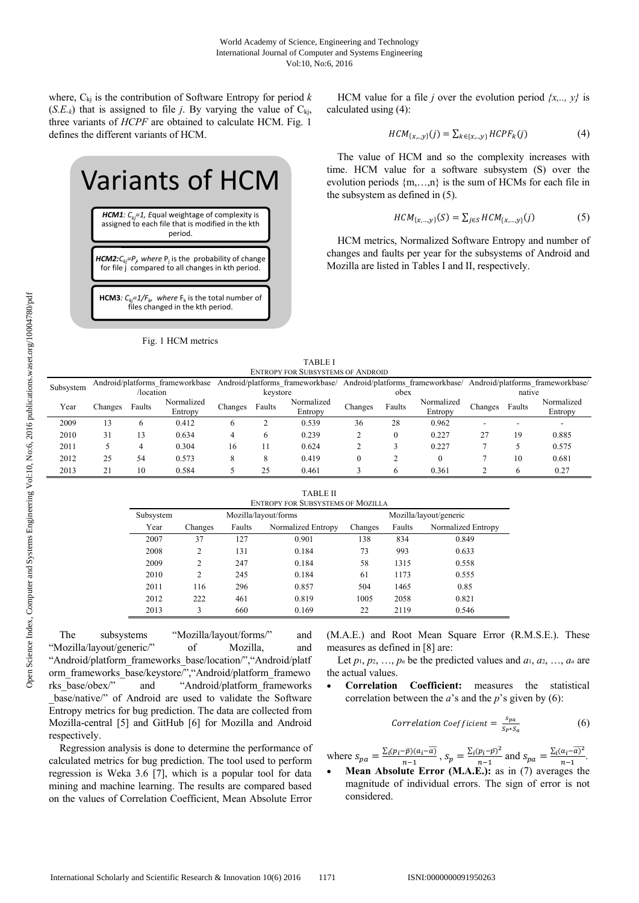where, $C_{kj}$ is the contribution of Software Entropy for period $k$ ($S.E._k$) that is assigned to file $j$. By varying the value of $C_{kj}$, three variants of *HCPF* are obtained to calculate HCM. Fig. 1 defines the different variants of HCM.

**Variants of HCM**

- ***HCM1***: $C_{kj}=1$, Equal weightage of complexity is assigned to each file that is modified in the kth period.
- ***HCM2***: $C_{kj}=P_j$ where $P_j$ is the probability of change for file j compared to all changes in kth period.
- **HCM3**: $C_{kj}=1/F_k$, where $F_k$ is the total number of files changed in the kth period.

Fig. 1 HCM metrics

HCM value for a file $j$ over the evolution period $\{x,.., y\}$ is calculated using (4):

$$HCM_{\{x,..,y\}}(j) = \sum_{k \in \{x,..,y\}} HCPF_k(j) \tag{4}$$

The value of HCM and so the complexity increases with time. HCM value for a software subsystem (S) over the evolution periods {m,…,n} is the sum of HCMs for each file in the subsystem as defined in (5).

$$HCM_{\{x,\dots,y\}}(S) = \sum_{j \in S} HCM_{\{x,\dots,y\}}(j) \tag{5}$$

HCM metrics, Normalized Software Entropy and number of changes and faults per year for the subsystems of Android and Mozilla are listed in Tables I and II, respectively.

TABLE I
ENTROPY FOR SUBSYSTEMS OF ANDROID

| Subsystem | Android/platforms_frameworkbase /location | | | Android/platforms_frameworkbase/ keystore | | | Android/platforms_frameworkbase/ obex | | | Android/platforms_frameworkbase/ native | | |
|---|---|---|---|---|---|---|---|---|---|---|---|---|
| Year | Changes | Faults | Normalized Entropy | Changes | Faults | Normalized Entropy | Changes | Faults | Normalized Entropy | Changes | Faults | Normalized Entropy |
| 2009 | 13 | 6 | 0.412 | 6 | 2 | 0.539 | 36 | 28 | 0.962 | - | - | - |
| 2010 | 31 | 13 | 0.634 | 4 | 6 | 0.239 | 2 | 0 | 0.227 | 27 | 19 | 0.885 |
| 2011 | 5 | 4 | 0.304 | 16 | 11 | 0.624 | 2 | 3 | 0.227 | 7 | 5 | 0.575 |
| 2012 | 25 | 54 | 0.573 | 8 | 8 | 0.419 | 0 | 2 | 0 | 7 | 10 | 0.681 |
| 2013 | 21 | 10 | 0.584 | 5 | 25 | 0.461 | 3 | 6 | 0.361 | 2 | 6 | 0.27 |

TABLE II
ENTROPY FOR SUBSYSTEMS OF MOZILLA

| Subsystem | Mozilla/layout/forms/ | | | Mozilla/layout/generic/ | | |
|---|---|---|---|---|---|---|
| Year | Changes | Faults | Normalized Entropy | Changes | Faults | Normalized Entropy |
| 2007 | 37 | 127 | 0.901 | 138 | 834 | 0.849 |
| 2008 | 2 | 131 | 0.184 | 73 | 993 | 0.633 |
| 2009 | 2 | 247 | 0.184 | 58 | 1315 | 0.558 |
| 2010 | 2 | 245 | 0.184 | 61 | 1173 | 0.555 |
| 2011 | 116 | 296 | 0.857 | 504 | 1465 | 0.85 |
| 2012 | 222 | 461 | 0.819 | 1005 | 2058 | 0.821 |
| 2013 | 3 | 660 | 0.169 | 22 | 2119 | 0.546 |

The subsystems "Mozilla/layout/forms/" and "Mozilla/layout/generic/" of Mozilla, and "Android/platform_frameworks_base/location/","Android/platform_frameworks_base/keystore/","Android/platform_frameworks_base/obex/" and "Android/platform_frameworks_base/native/" of Android are used to validate the Software Entropy metrics for bug prediction. The data are collected from Mozilla-central [5] and GitHub [6] for Mozilla and Android respectively.

Regression analysis is done to determine the performance of calculated metrics for bug prediction. The tool used to perform regression is Weka 3.6 [7], which is a popular tool for data mining and machine learning. The results are compared based on the values of Correlation Coefficient, Mean Absolute Error (M.A.E.) and Root Mean Square Error (R.M.S.E.). These measures as defined in [8] are:

Let $p_1, p_2, \dots, p_n$ be the predicted values and $a_1, a_2, \dots, a_n$ are the actual values.

- **Correlation Coefficient:** measures the statistical correlation between the $a$'s and the $p$'s given by (6):

$$Correlation\ Coefficient = \frac{s_{pa}}{s_p * s_a} \tag{6}$$

where $s_{pa} = \frac{\sum_i (p_i - \bar{p})(a_i - \bar{a})}{n-1}$, $s_p = \frac{\sum_i (p_i - \bar{p})^2}{n-1}$ and $s_{pa} = \frac{\sum_i (a_i - \bar{a})^2}{n-1}$.

- **Mean Absolute Error (M.A.E.):** as in (7) averages the magnitude of individual errors. The sign of error is not considered.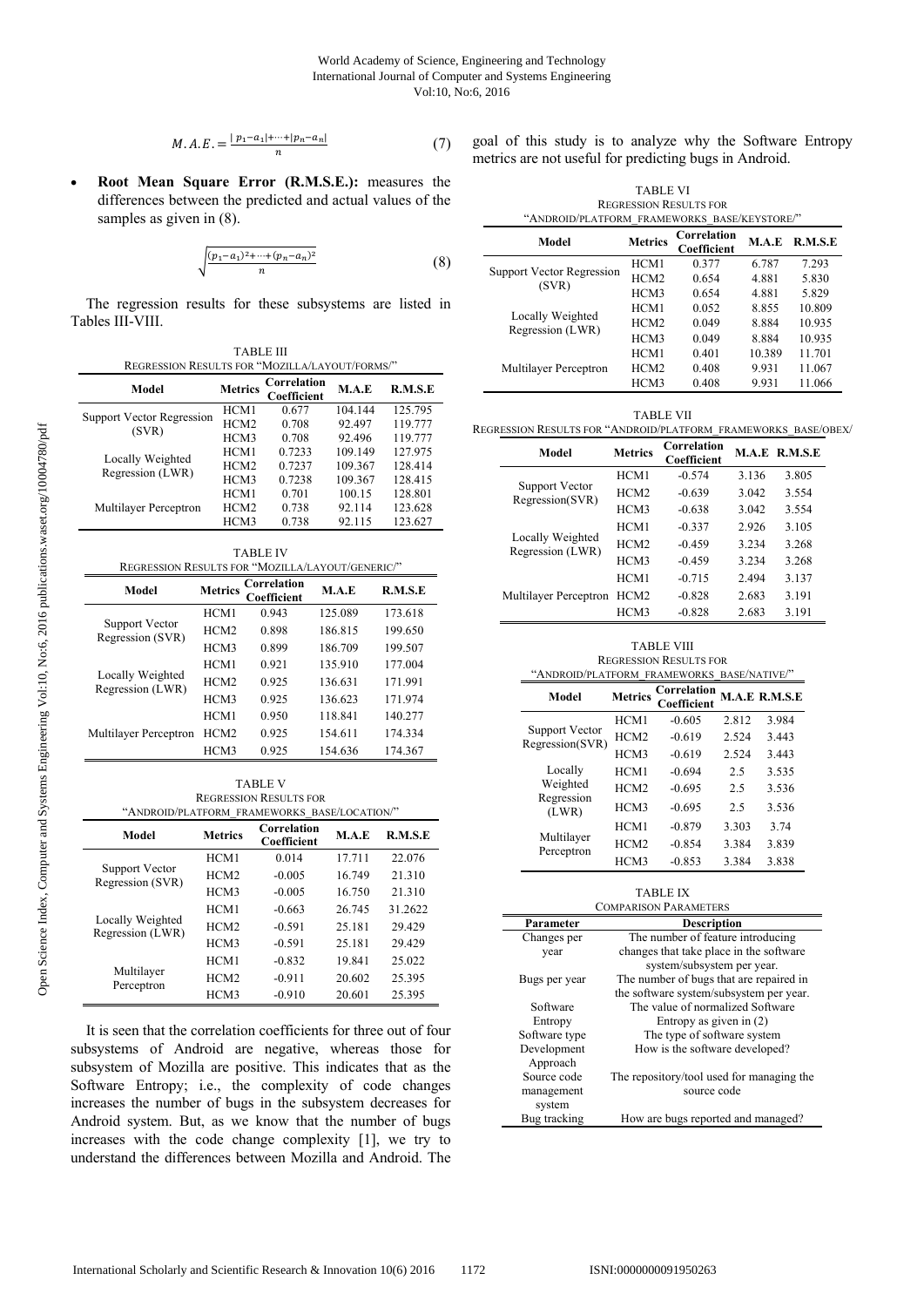$$M.A.E. = \frac{|p_1 - a_1| + \cdots + |p_n - a_n|}{n} \quad (7)$$

- **Root Mean Square Error (R.M.S.E.):** measures the differences between the predicted and actual values of the samples as given in (8).

$$\sqrt{\frac{(p_1 - a_1)^2 + \cdots + (p_n - a_n)^2}{n}} \quad (8)$$

The regression results for these subsystems are listed in Tables III-VIII.

TABLE III
REGRESSION RESULTS FOR "MOZILLA/LAYOUT/FORMS/"

| Model | Metrics | Correlation Coefficient | M.A.E | R.M.S.E |
|---|---|---|---|---|
| Support Vector Regression (SVR) | HCM1 | 0.677 | 104.144 | 125.795 |
| | HCM2 | 0.708 | 92.497 | 119.777 |
| | HCM3 | 0.708 | 92.496 | 119.777 |
| Locally Weighted Regression (LWR) | HCM1 | 0.7233 | 109.149 | 127.975 |
| | HCM2 | 0.7237 | 109.367 | 128.414 |
| | HCM3 | 0.7238 | 109.367 | 128.415 |
| Multilayer Perceptron | HCM1 | 0.701 | 100.15 | 128.801 |
| | HCM2 | 0.738 | 92.114 | 123.628 |
| | HCM3 | 0.738 | 92.115 | 123.627 |

TABLE IV
REGRESSION RESULTS FOR "MOZILLA/LAYOUT/GENERIC/"

| Model | Metrics | Correlation Coefficient | M.A.E | R.M.S.E |
|---|---|---|---|---|
| Support Vector Regression (SVR) | HCM1 | 0.943 | 125.089 | 173.618 |
| | HCM2 | 0.898 | 186.815 | 199.650 |
| | HCM3 | 0.899 | 186.709 | 199.507 |
| Locally Weighted Regression (LWR) | HCM1 | 0.921 | 135.910 | 177.004 |
| | HCM2 | 0.925 | 136.631 | 171.991 |
| | HCM3 | 0.925 | 136.623 | 171.974 |
| Multilayer Perceptron | HCM1 | 0.950 | 118.841 | 140.277 |
| | HCM2 | 0.925 | 154.611 | 174.334 |
| | HCM3 | 0.925 | 154.636 | 174.367 |

TABLE V
REGRESSION RESULTS FOR
"ANDROID/PLATFORM_FRAMEWORKS_BASE/LOCATION/"

| Model | Metrics | Correlation Coefficient | M.A.E | R.M.S.E |
|---|---|---|---|---|
| Support Vector Regression (SVR) | HCM1 | 0.014 | 17.711 | 22.076 |
| | HCM2 | -0.005 | 16.749 | 21.310 |
| | HCM3 | -0.005 | 16.750 | 21.310 |
| Locally Weighted Regression (LWR) | HCM1 | -0.663 | 26.745 | 31.2622 |
| | HCM2 | -0.591 | 25.181 | 29.429 |
| | HCM3 | -0.591 | 25.181 | 29.429 |
| Multilayer Perceptron | HCM1 | -0.832 | 19.841 | 25.022 |
| | HCM2 | -0.911 | 20.602 | 25.395 |
| | HCM3 | -0.910 | 20.601 | 25.395 |

It is seen that the correlation coefficients for three out of four subsystems of Android are negative, whereas those for subsystem of Mozilla are positive. This indicates that as the Software Entropy; i.e., the complexity of code changes increases the number of bugs in the subsystem decreases for Android system. But, as we know that the number of bugs increases with the code change complexity [1], we try to understand the differences between Mozilla and Android. The goal of this study is to analyze why the Software Entropy metrics are not useful for predicting bugs in Android.

TABLE VI
REGRESSION RESULTS FOR
"ANDROID/PLATFORM_FRAMEWORKS_BASE/KEYSTORE/"

| Model | Metrics | Correlation Coefficient | M.A.E | R.M.S.E |
|---|---|---|---|---|
| Support Vector Regression (SVR) | HCM1 | 0.377 | 6.787 | 7.293 |
| | HCM2 | 0.654 | 4.881 | 5.830 |
| | HCM3 | 0.654 | 4.881 | 5.829 |
| Locally Weighted Regression (LWR) | HCM1 | 0.052 | 8.855 | 10.809 |
| | HCM2 | 0.049 | 8.884 | 10.935 |
| | HCM3 | 0.049 | 8.884 | 10.935 |
| Multilayer Perceptron | HCM1 | 0.401 | 10.389 | 11.701 |
| | HCM2 | 0.408 | 9.931 | 11.067 |
| | HCM3 | 0.408 | 9.931 | 11.066 |

TABLE VII
REGRESSION RESULTS FOR "ANDROID/PLATFORM_FRAMEWORKS_BASE/OBEX/

| Model | Metrics | Correlation Coefficient | M.A.E | R.M.S.E |
|---|---|---|---|---|
| Support Vector Regression(SVR) | HCM1 | -0.574 | 3.136 | 3.805 |
| | HCM2 | -0.639 | 3.042 | 3.554 |
| | HCM3 | -0.638 | 3.042 | 3.554 |
| Locally Weighted Regression (LWR) | HCM1 | -0.337 | 2.926 | 3.105 |
| | HCM2 | -0.459 | 3.234 | 3.268 |
| | HCM3 | -0.459 | 3.234 | 3.268 |
| Multilayer Perceptron | HCM1 | -0.715 | 2.494 | 3.137 |
| | HCM2 | -0.828 | 2.683 | 3.191 |
| | HCM3 | -0.828 | 2.683 | 3.191 |

TABLE VIII
REGRESSION RESULTS FOR
"ANDROID/PLATFORM_FRAMEWORKS_BASE/NATIVE/"

| Model | Metrics | Correlation Coefficient | M.A.E | R.M.S.E |
|---|---|---|---|---|
| Support Vector Regression(SVR) | HCM1 | -0.605 | 2.812 | 3.984 |
| | HCM2 | -0.619 | 2.524 | 3.443 |
| | HCM3 | -0.619 | 2.524 | 3.443 |
| Locally Weighted Regression (LWR) | HCM1 | -0.694 | 2.5 | 3.535 |
| | HCM2 | -0.695 | 2.5 | 3.536 |
| | HCM3 | -0.695 | 2.5 | 3.536 |
| Multilayer Perceptron | HCM1 | -0.879 | 3.303 | 3.74 |
| | HCM2 | -0.854 | 3.384 | 3.839 |
| | HCM3 | -0.853 | 3.384 | 3.838 |

TABLE IX
COMPARISON PARAMETERS

| Parameter | Description |
|---|---|
| Changes per year | The number of feature introducing changes that take place in the software system/subsystem per year. |
| Bugs per year | The number of bugs that are repaired in the software system/subsystem per year. |
| Software Entropy | The value of normalized Software Entropy as given in (2) |
| Software type | The type of software system |
| Development Approach | How is the software developed? |
| Source code management system | The repository/tool used for managing the source code |
| Bug tracking | How are bugs reported and managed? |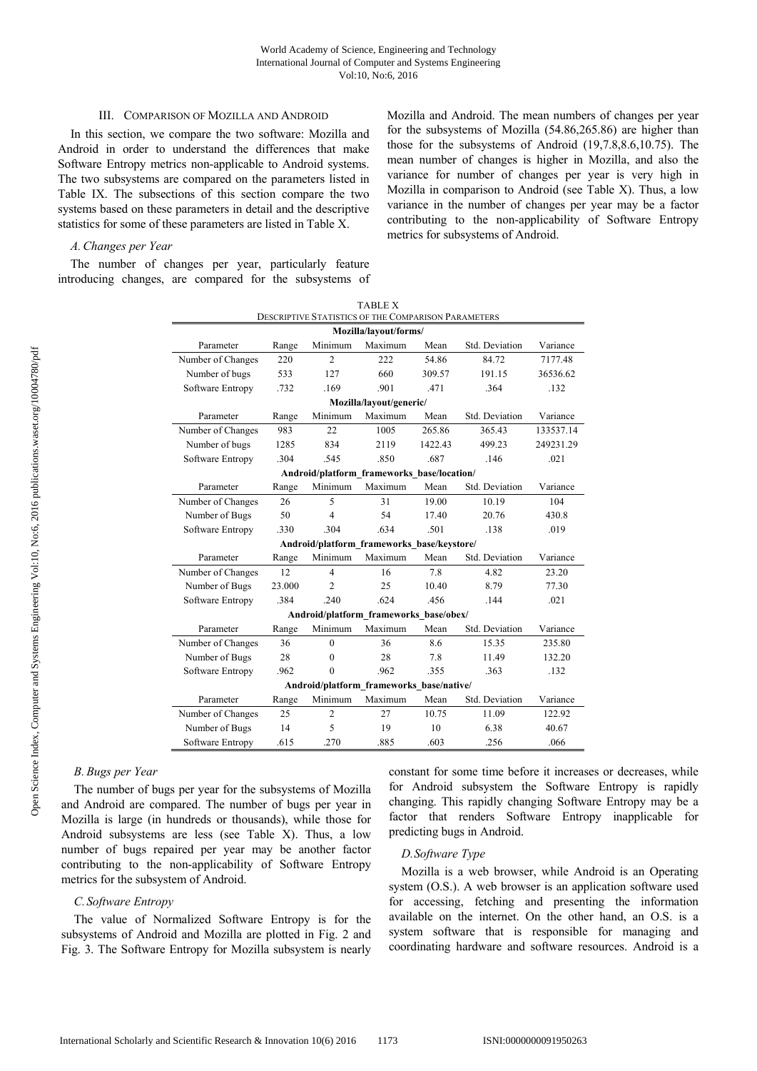### III. Comparison of Mozilla and Android

In this section, we compare the two software: Mozilla and Android in order to understand the differences that make Software Entropy metrics non-applicable to Android systems. The two subsystems are compared on the parameters listed in Table IX. The subsections of this section compare the two systems based on these parameters in detail and the descriptive statistics for some of these parameters are listed in Table X.

#### *A. Changes per Year*

The number of changes per year, particularly feature introducing changes, are compared for the subsystems of Mozilla and Android. The mean numbers of changes per year for the subsystems of Mozilla (54.86,265.86) are higher than those for the subsystems of Android (19,7.8,8.6,10.75). The mean number of changes is higher in Mozilla, and also the variance for number of changes per year is very high in Mozilla in comparison to Android (see Table X). Thus, a low variance in the number of changes per year may be a factor contributing to the non-applicability of Software Entropy metrics for subsystems of Android.

TABLE X
DESCRIPTIVE STATISTICS OF THE COMPARISON PARAMETERS

| Parameter | Range | Minimum | Maximum | Mean | Std. Deviation | Variance |
|---|---|---|---|---|---|---|
| **Mozilla/layout/forms/** | | | | | | |
| Number of Changes | 220 | 2 | 222 | 54.86 | 84.72 | 7177.48 |
| Number of bugs | 533 | 127 | 660 | 309.57 | 191.15 | 36536.62 |
| Software Entropy | .732 | .169 | .901 | .471 | .364 | .132 |
| **Mozilla/layout/generic/** | | | | | | |
| Number of Changes | 983 | 22 | 1005 | 265.86 | 365.43 | 133537.14 |
| Number of bugs | 1285 | 834 | 2119 | 1422.43 | 499.23 | 249231.29 |
| Software Entropy | .304 | .545 | .850 | .687 | .146 | .021 |
| **Android/platform_frameworks_base/location/** | | | | | | |
| Number of Changes | 26 | 5 | 31 | 19.00 | 10.19 | 104 |
| Number of Bugs | 50 | 4 | 54 | 17.40 | 20.76 | 430.8 |
| Software Entropy | .330 | .304 | .634 | .501 | .138 | .019 |
| **Android/platform_frameworks_base/keystore/** | | | | | | |
| Number of Changes | 12 | 4 | 16 | 7.8 | 4.82 | 23.20 |
| Number of Bugs | 23.000 | 2 | 25 | 10.40 | 8.79 | 77.30 |
| Software Entropy | .384 | .240 | .624 | .456 | .144 | .021 |
| **Android/platform_frameworks_base/obex/** | | | | | | |
| Number of Changes | 36 | 0 | 36 | 8.6 | 15.35 | 235.80 |
| Number of Bugs | 28 | 0 | 28 | 7.8 | 11.49 | 132.20 |
| Software Entropy | .962 | 0 | .962 | .355 | .363 | .132 |
| **Android/platform_frameworks_base/native/** | | | | | | |
| Number of Changes | 25 | 2 | 27 | 10.75 | 11.09 | 122.92 |
| Number of Bugs | 14 | 5 | 19 | 10 | 6.38 | 40.67 |
| Software Entropy | .615 | .270 | .885 | .603 | .256 | .066 |

#### *B. Bugs per Year*

The number of bugs per year for the subsystems of Mozilla and Android are compared. The number of bugs per year in Mozilla is large (in hundreds or thousands), while those for Android subsystems are less (see Table X). Thus, a low number of bugs repaired per year may be another factor contributing to the non-applicability of Software Entropy metrics for the subsystem of Android.

#### *C. Software Entropy*

The value of Normalized Software Entropy is for the subsystems of Android and Mozilla are plotted in Fig. 2 and Fig. 3. The Software Entropy for Mozilla subsystem is nearly constant for some time before it increases or decreases, while for Android subsystem the Software Entropy is rapidly changing. This rapidly changing Software Entropy may be a factor that renders Software Entropy inapplicable for predicting bugs in Android.

#### *D. Software Type*

Mozilla is a web browser, while Android is an Operating system (O.S.). A web browser is an application software used for accessing, fetching and presenting the information available on the internet. On the other hand, an O.S. is a system software that is responsible for managing and coordinating hardware and software resources. Android is a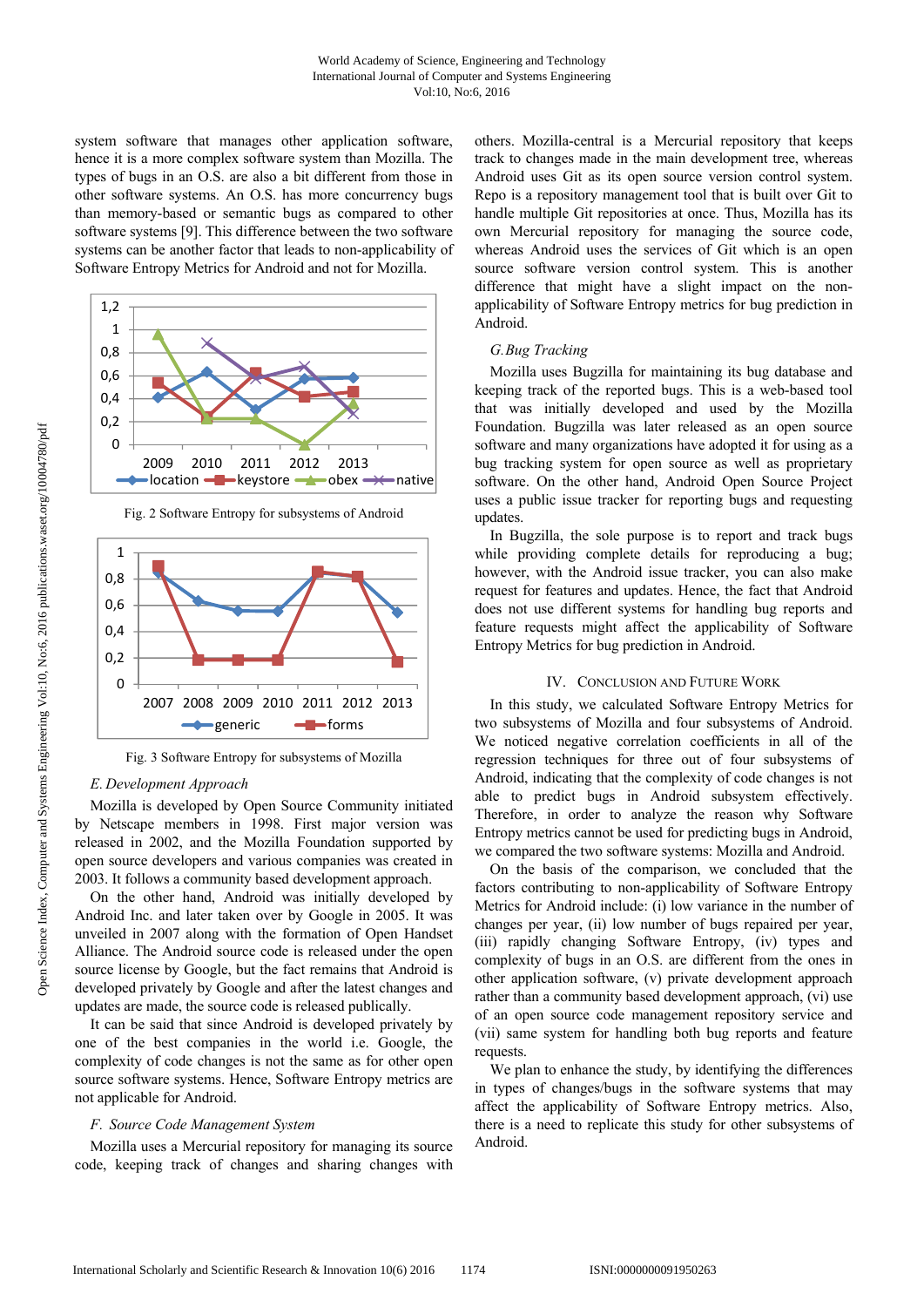system software that manages other application software, hence it is a more complex software system than Mozilla. The types of bugs in an O.S. are also a bit different from those in other software systems. An O.S. has more concurrency bugs than memory-based or semantic bugs as compared to other software systems [9]. This difference between the two software systems can be another factor that leads to non-applicability of Software Entropy Metrics for Android and not for Mozilla.

Fig. 2 Software Entropy for subsystems of Android

Fig. 3 Software Entropy for subsystems of Mozilla

### *E. Development Approach*

Mozilla is developed by Open Source Community initiated by Netscape members in 1998. First major version was released in 2002, and the Mozilla Foundation supported by open source developers and various companies was created in 2003. It follows a community based development approach.

On the other hand, Android was initially developed by Android Inc. and later taken over by Google in 2005. It was unveiled in 2007 along with the formation of Open Handset Alliance. The Android source code is released under the open source license by Google, but the fact remains that Android is developed privately by Google and after the latest changes and updates are made, the source code is released publically.

It can be said that since Android is developed privately by one of the best companies in the world i.e. Google, the complexity of code changes is not the same as for other open source software systems. Hence, Software Entropy metrics are not applicable for Android.

### *F. Source Code Management System*

Mozilla uses a Mercurial repository for managing its source code, keeping track of changes and sharing changes with others. Mozilla-central is a Mercurial repository that keeps track to changes made in the main development tree, whereas Android uses Git as its open source version control system. Repo is a repository management tool that is built over Git to handle multiple Git repositories at once. Thus, Mozilla has its own Mercurial repository for managing the source code, whereas Android uses the services of Git which is an open source software version control system. This is another difference that might have a slight impact on the non-applicability of Software Entropy metrics for bug prediction in Android.

### *G. Bug Tracking*

Mozilla uses Bugzilla for maintaining its bug database and keeping track of the reported bugs. This is a web-based tool that was initially developed and used by the Mozilla Foundation. Bugzilla was later released as an open source software and many organizations have adopted it for using as a bug tracking system for open source as well as proprietary software. On the other hand, Android Open Source Project uses a public issue tracker for reporting bugs and requesting updates.

In Bugzilla, the sole purpose is to report and track bugs while providing complete details for reproducing a bug; however, with the Android issue tracker, you can also make request for features and updates. Hence, the fact that Android does not use different systems for handling bug reports and feature requests might affect the applicability of Software Entropy Metrics for bug prediction in Android.

## IV. Conclusion and Future Work

In this study, we calculated Software Entropy Metrics for two subsystems of Mozilla and four subsystems of Android. We noticed negative correlation coefficients in all of the regression techniques for three out of four subsystems of Android, indicating that the complexity of code changes is not able to predict bugs in Android subsystem effectively. Therefore, in order to analyze the reason why Software Entropy metrics cannot be used for predicting bugs in Android, we compared the two software systems: Mozilla and Android.

On the basis of the comparison, we concluded that the factors contributing to non-applicability of Software Entropy Metrics for Android include: (i) low variance in the number of changes per year, (ii) low number of bugs repaired per year, (iii) rapidly changing Software Entropy, (iv) types and complexity of bugs in an O.S. are different from the ones in other application software, (v) private development approach rather than a community based development approach, (vi) use of an open source code management repository service and (vii) same system for handling both bug reports and feature requests.

We plan to enhance the study, by identifying the differences in types of changes/bugs in the software systems that may affect the applicability of Software Entropy metrics. Also, there is a need to replicate this study for other subsystems of Android.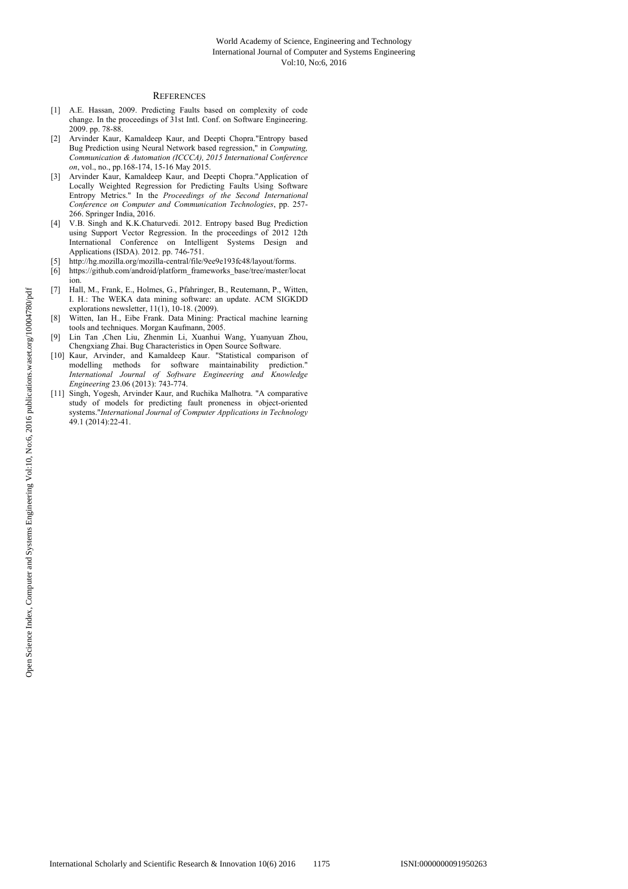## References

[1] A.E. Hassan, 2009. Predicting Faults based on complexity of code change. In the proceedings of 31st Intl. Conf. on Software Engineering. 2009. pp. 78-88.

[2] Arvinder Kaur, Kamaldeep Kaur, and Deepti Chopra."Entropy based Bug Prediction using Neural Network based regression," in *Computing, Communication & Automation (ICCCA), 2015 International Conference on*, vol., no., pp.168-174, 15-16 May 2015.

[3] Arvinder Kaur, Kamaldeep Kaur, and Deepti Chopra."Application of Locally Weighted Regression for Predicting Faults Using Software Entropy Metrics." In the *Proceedings of the Second International Conference on Computer and Communication Technologies*, pp. 257-266. Springer India, 2016.

[4] V.B. Singh and K.K.Chaturvedi. 2012. Entropy based Bug Prediction using Support Vector Regression. In the proceedings of 2012 12th International Conference on Intelligent Systems Design and Applications (ISDA). 2012. pp. 746-751.

[5] http://hg.mozilla.org/mozilla-central/file/9ee9e193fc48/layout/forms.

[6] https://github.com/android/platform_frameworks_base/tree/master/location.

[7] Hall, M., Frank, E., Holmes, G., Pfahringer, B., Reutemann, P., Witten, I. H.: The WEKA data mining software: an update. ACM SIGKDD explorations newsletter, 11(1), 10-18. (2009).

[8] Witten, Ian H., Eibe Frank. Data Mining: Practical machine learning tools and techniques. Morgan Kaufmann, 2005.

[9] Lin Tan ,Chen Liu, Zhenmin Li, Xuanhui Wang, Yuanyuan Zhou, Chengxiang Zhai. Bug Characteristics in Open Source Software.

[10] Kaur, Arvinder, and Kamaldeep Kaur. "Statistical comparison of modelling methods for software maintainability prediction." *International Journal of Software Engineering and Knowledge Engineering* 23.06 (2013): 743-774.

[11] Singh, Yogesh, Arvinder Kaur, and Ruchika Malhotra. "A comparative study of models for predicting fault proneness in object-oriented systems."*International Journal of Computer Applications in Technology* 49.1 (2014):22-41.